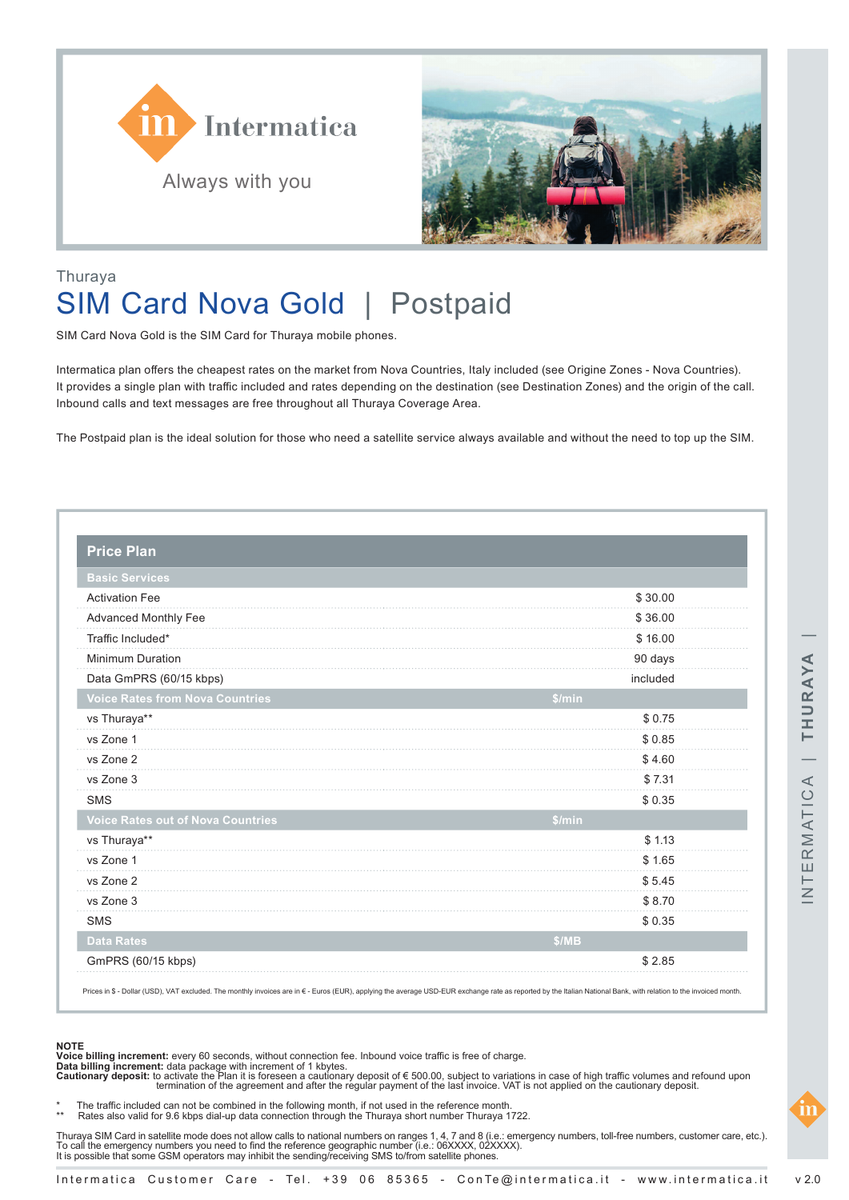Intermatica

Always with you

Thuraya

# SIM Card Nova Gold | Postpaid

SIM Card Nova Gold is the SIM Card for Thuraya mobile phones.

Intermatica plan offers the cheapest rates on the market from Nova Countries, Italy included (see Origine Zones - Nova Countries). It provides a single plan with traffic included and rates depending on the destination (see Destination Zones) and the origin of the call. Inbound calls and text messages are free throughout all Thuraya Coverage Area.

The Postpaid plan is the ideal solution for those who need a satellite service always available and without the need to top up the SIM.

| Price Plan | | |
|---|---|---|
| **Basic Services** | | |
| Activation Fee | | $ 30.00 |
| Advanced Monthly Fee | | $ 36.00 |
| Traffic Included* | | $ 16.00 |
| Minimum Duration | | 90 days |
| Data GmPRS (60/15 kbps) | | included |
| **Voice Rates from Nova Countries** | **$/min** | |
| vs Thuraya** | | $ 0.75 |
| vs Zone 1 | | $ 0.85 |
| vs Zone 2 | | $ 4.60 |
| vs Zone 3 | | $ 7.31 |
| SMS | | $ 0.35 |
| **Voice Rates out of Nova Countries** | **$/min** | |
| vs Thuraya** | | $ 1.13 |
| vs Zone 1 | | $ 1.65 |
| vs Zone 2 | | $ 5.45 |
| vs Zone 3 | | $ 8.70 |
| SMS | | $ 0.35 |
| **Data Rates** | **$/MB** | |
| GmPRS (60/15 kbps) | | $ 2.85 |

Prices in $ - Dollar (USD), VAT excluded. The monthly invoices are in € - Euros (EUR), applying the average USD-EUR exchange rate as reported by the Italian National Bank, with relation to the invoiced month.

**NOTE**
**Voice billing increment:** every 60 seconds, without connection fee. Inbound voice traffic is free of charge.
**Data billing increment:** data package with increment of 1 kbytes.
**Cautionary deposit:** to activate the Plan it is foreseen a cautionary deposit of € 500.00, subject to variations in case of high traffic volumes and refound upon termination of the agreement and after the regular payment of the last invoice. VAT is not applied on the cautionary deposit.

\* The traffic included can not be combined in the following month, if not used in the reference month.
\*\* Rates also valid for 9.6 kbps dial-up data connection through the Thuraya short number Thuraya 1722.

Thuraya SIM Card in satellite mode does not allow calls to national numbers on ranges 1, 4, 7 and 8 (i.e.: emergency numbers, toll-free numbers, customer care, etc.). To call the emergency numbers you need to find the reference geographic number (i.e.: 06XXXX, 02XXXX).
It is possible that some GSM operators may inhibit the sending/receiving SMS to/from satellite phones.

Intermatica Customer Care - Tel. +39 06 85365 - ConTe@intermatica.it - www.intermatica.it

v 2.0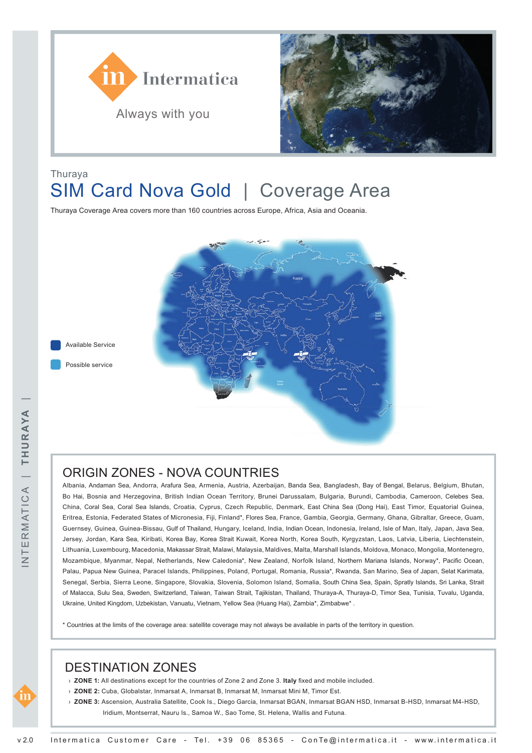Intermatica

Always with you

Thuraya

# SIM Card Nova Gold | Coverage Area

Thuraya Coverage Area covers more than 160 countries across Europe, Africa, Asia and Oceania.

Available Service

Possible service

## ORIGIN ZONES - NOVA COUNTRIES

Albania, Andaman Sea, Andorra, Arafura Sea, Armenia, Austria, Azerbaijan, Banda Sea, Bangladesh, Bay of Bengal, Belarus, Belgium, Bhutan, Bo Hai, Bosnia and Herzegovina, British Indian Ocean Territory, Brunei Darussalam, Bulgaria, Burundi, Cambodia, Cameroon, Celebes Sea, China, Coral Sea, Coral Sea Islands, Croatia, Cyprus, Czech Republic, Denmark, East China Sea (Dong Hai), East Timor, Equatorial Guinea, Eritrea, Estonia, Federated States of Micronesia, Fiji, Finland*, Flores Sea, France, Gambia, Georgia, Germany, Ghana, Gibraltar, Greece, Guam, Guernsey, Guinea, Guinea-Bissau, Gulf of Thailand, Hungary, Iceland, India, Indian Ocean, Indonesia, Ireland, Isle of Man, Italy, Japan, Java Sea, Jersey, Jordan, Kara Sea, Kiribati, Korea Bay, Korea Strait Kuwait, Korea North, Korea South, Kyrgyzstan, Laos, Latvia, Liberia, Liechtenstein, Lithuania, Luxembourg, Macedonia, Makassar Strait, Malawi, Malaysia, Maldives, Malta, Marshall Islands, Moldova, Monaco, Mongolia, Montenegro, Mozambique, Myanmar, Nepal, Netherlands, New Caledonia*, New Zealand, Norfolk Island, Northern Mariana Islands, Norway*, Pacific Ocean, Palau, Papua New Guinea, Paracel Islands, Philippines, Poland, Portugal, Romania, Russia*, Rwanda, San Marino, Sea of Japan, Selat Karimata, Senegal, Serbia, Sierra Leone, Singapore, Slovakia, Slovenia, Solomon Island, Somalia, South China Sea, Spain, Spratly Islands, Sri Lanka, Strait of Malacca, Sulu Sea, Sweden, Switzerland, Taiwan, Taiwan Strait, Tajikistan, Thailand, Thuraya-A, Thuraya-D, Timor Sea, Tunisia, Tuvalu, Uganda, Ukraine, United Kingdom, Uzbekistan, Vanuatu, Vietnam, Yellow Sea (Huang Hai), Zambia*, Zimbabwe* .

* Countries at the limits of the coverage area: satellite coverage may not always be available in parts of the territory in question.

## DESTINATION ZONES

- **ZONE 1:** All destinations except for the countries of Zone 2 and Zone 3. **Italy** fixed and mobile included.
- **ZONE 2:** Cuba, Globalstar, Inmarsat A, Inmarsat B, Inmarsat M, Inmarsat Mini M, Timor Est.
- **ZONE 3:** Ascension, Australia Satellite, Cook Is., Diego Garcia, Inmarsat BGAN, Inmarsat BGAN HSD, Inmarsat B-HSD, Inmarsat M4-HSD, Iridium, Montserrat, Nauru Is., Samoa W., Sao Tome, St. Helena, Wallis and Futuna.

Intermatica Customer Care - Tel. +39 06 85365 - ConTe@intermatica.it - www.intermatica.it